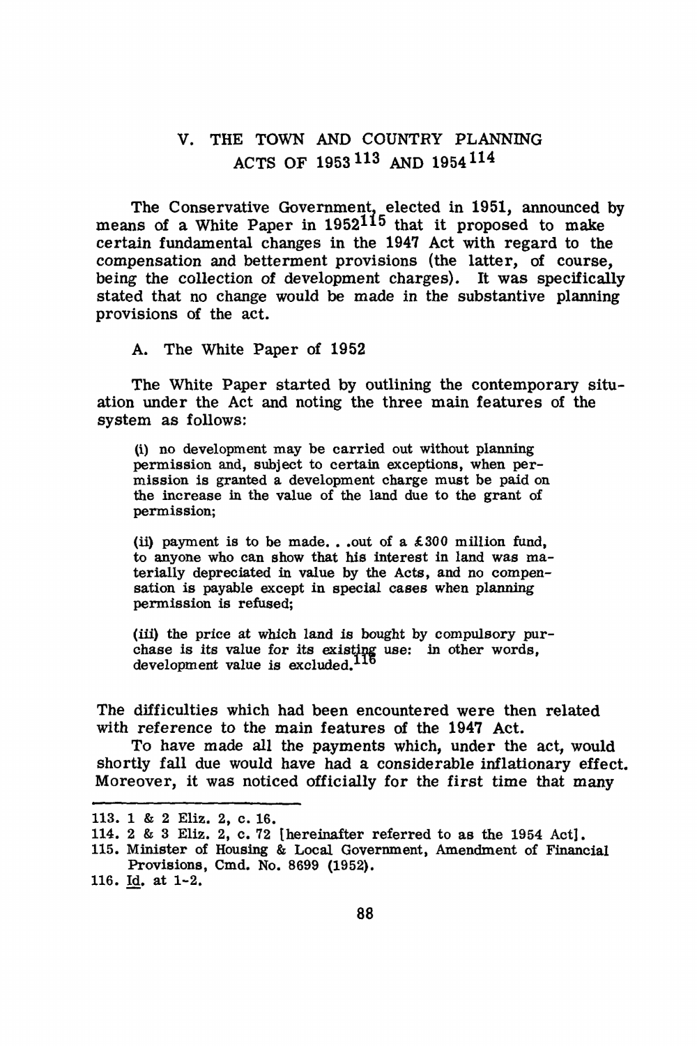## V. THE TOWN AND COUNTRY PLANNING ACTS OF 1953[113] AND 1954[114]

The Conservative Government, elected in 1951, announced by means of a White Paper in 1952[115] that it proposed to make certain fundamental changes in the 1947 Act with regard to the compensation and betterment provisions (the latter, of course, being the collection of development charges). It was specifically stated that no change would be made in the substantive planning provisions of the act.

### A. The White Paper of 1952

The White Paper started by outlining the contemporary situation under the Act and noting the three main features of the system as follows:

> (i) no development may be carried out without planning permission and, subject to certain exceptions, when permission is granted a development charge must be paid on the increase in the value of the land due to the grant of permission;
>
> (ii) payment is to be made. . .out of a £300 million fund, to anyone who can show that his interest in land was materially depreciated in value by the Acts, and no compensation is payable except in special cases when planning permission is refused;
>
> (iii) the price at which land is bought by compulsory purchase is its value for its existing use: in other words, development value is excluded.[116]

The difficulties which had been encountered were then related with reference to the main features of the 1947 Act.

To have made all the payments which, under the act, would shortly fall due would have had a considerable inflationary effect. Moreover, it was noticed officially for the first time that many

---

113. 1 & 2 Eliz. 2, c. 16.

114. 2 & 3 Eliz. 2, c. 72 [hereinafter referred to as the 1954 Act].

115. Minister of Housing & Local Government, Amendment of Financial Provisions, Cmd. No. 8699 (1952).

116. Id. at 1-2.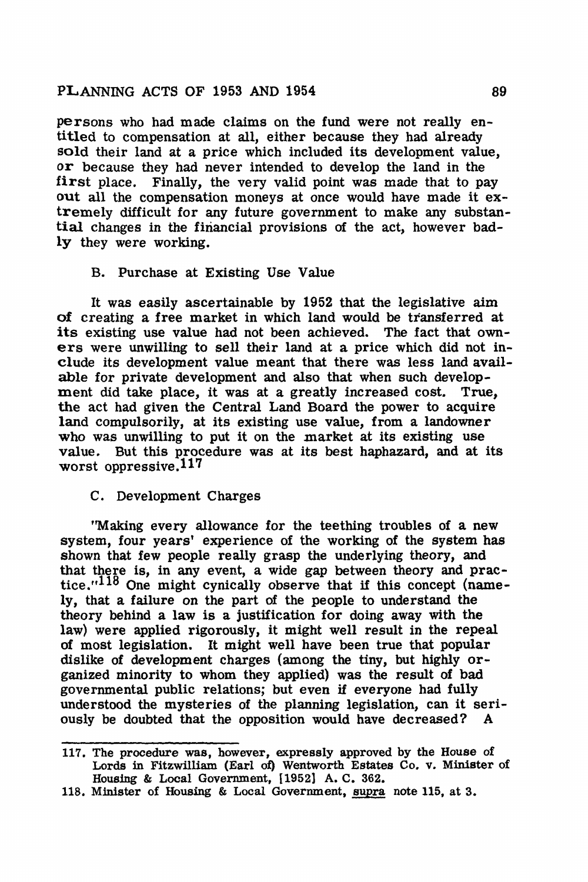persons who had made claims on the fund were not really entitled to compensation at all, either because they had already sold their land at a price which included its development value, or because they had never intended to develop the land in the first place. Finally, the very valid point was made that to pay out all the compensation moneys at once would have made it extremely difficult for any future government to make any substantial changes in the financial provisions of the act, however badly they were working.

### B. Purchase at Existing Use Value

It was easily ascertainable by 1952 that the legislative aim of creating a free market in which land would be transferred at its existing use value had not been achieved. The fact that owners were unwilling to sell their land at a price which did not include its development value meant that there was less land available for private development and also that when such development did take place, it was at a greatly increased cost. True, the act had given the Central Land Board the power to acquire land compulsorily, at its existing use value, from a landowner who was unwilling to put it on the market at its existing use value. But this procedure was at its best haphazard, and at its worst oppressive.[117]

### C. Development Charges

"Making every allowance for the teething troubles of a new system, four years' experience of the working of the system has shown that few people really grasp the underlying theory, and that there is, in any event, a wide gap between theory and practice."[118] One might cynically observe that if this concept (namely, that a failure on the part of the people to understand the theory behind a law is a justification for doing away with the law) were applied rigorously, it might well result in the repeal of most legislation. It might well have been true that popular dislike of development charges (among the tiny, but highly organized minority to whom they applied) was the result of bad governmental public relations; but even if everyone had fully understood the mysteries of the planning legislation, can it seriously be doubted that the opposition would have decreased? A

---

117. The procedure was, however, expressly approved by the House of Lords in Fitzwilliam (Earl of) Wentworth Estates Co. v. Minister of Housing & Local Government, [1952] A. C. 362.

118. Minister of Housing & Local Government, supra note 115, at 3.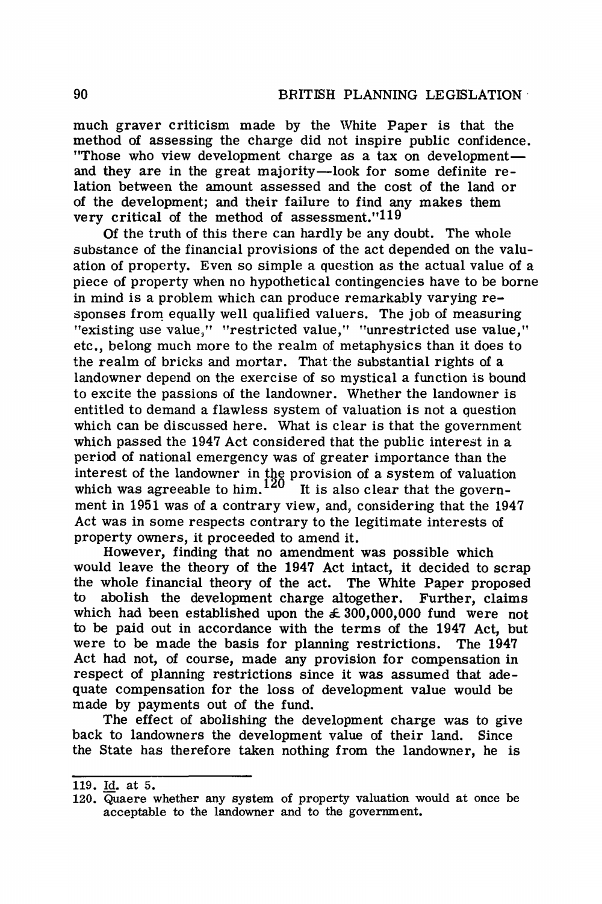much graver criticism made by the White Paper is that the method of assessing the charge did not inspire public confidence. "Those who view development charge as a tax on development—and they are in the great majority—look for some definite relation between the amount assessed and the cost of the land or of the development; and their failure to find any makes them very critical of the method of assessment."[119]

Of the truth of this there can hardly be any doubt. The whole substance of the financial provisions of the act depended on the valuation of property. Even so simple a question as the actual value of a piece of property when no hypothetical contingencies have to be borne in mind is a problem which can produce remarkably varying responses from equally well qualified valuers. The job of measuring "existing use value," "restricted value," "unrestricted use value," etc., belong much more to the realm of metaphysics than it does to the realm of bricks and mortar. That the substantial rights of a landowner depend on the exercise of so mystical a function is bound to excite the passions of the landowner. Whether the landowner is entitled to demand a flawless system of valuation is not a question which can be discussed here. What is clear is that the government which passed the 1947 Act considered that the public interest in a period of national emergency was of greater importance than the interest of the landowner in the provision of a system of valuation which was agreeable to him.[120] It is also clear that the government in 1951 was of a contrary view, and, considering that the 1947 Act was in some respects contrary to the legitimate interests of property owners, it proceeded to amend it.

However, finding that no amendment was possible which would leave the theory of the 1947 Act intact, it decided to scrap the whole financial theory of the act. The White Paper proposed to abolish the development charge altogether. Further, claims which had been established upon the £300,000,000 fund were not to be paid out in accordance with the terms of the 1947 Act, but were to be made the basis for planning restrictions. The 1947 Act had not, of course, made any provision for compensation in respect of planning restrictions since it was assumed that adequate compensation for the loss of development value would be made by payments out of the fund.

The effect of abolishing the development charge was to give back to landowners the development value of their land. Since the State has therefore taken nothing from the landowner, he is

---

119. Id. at 5.

120. Quaere whether any system of property valuation would at once be acceptable to the landowner and to the government.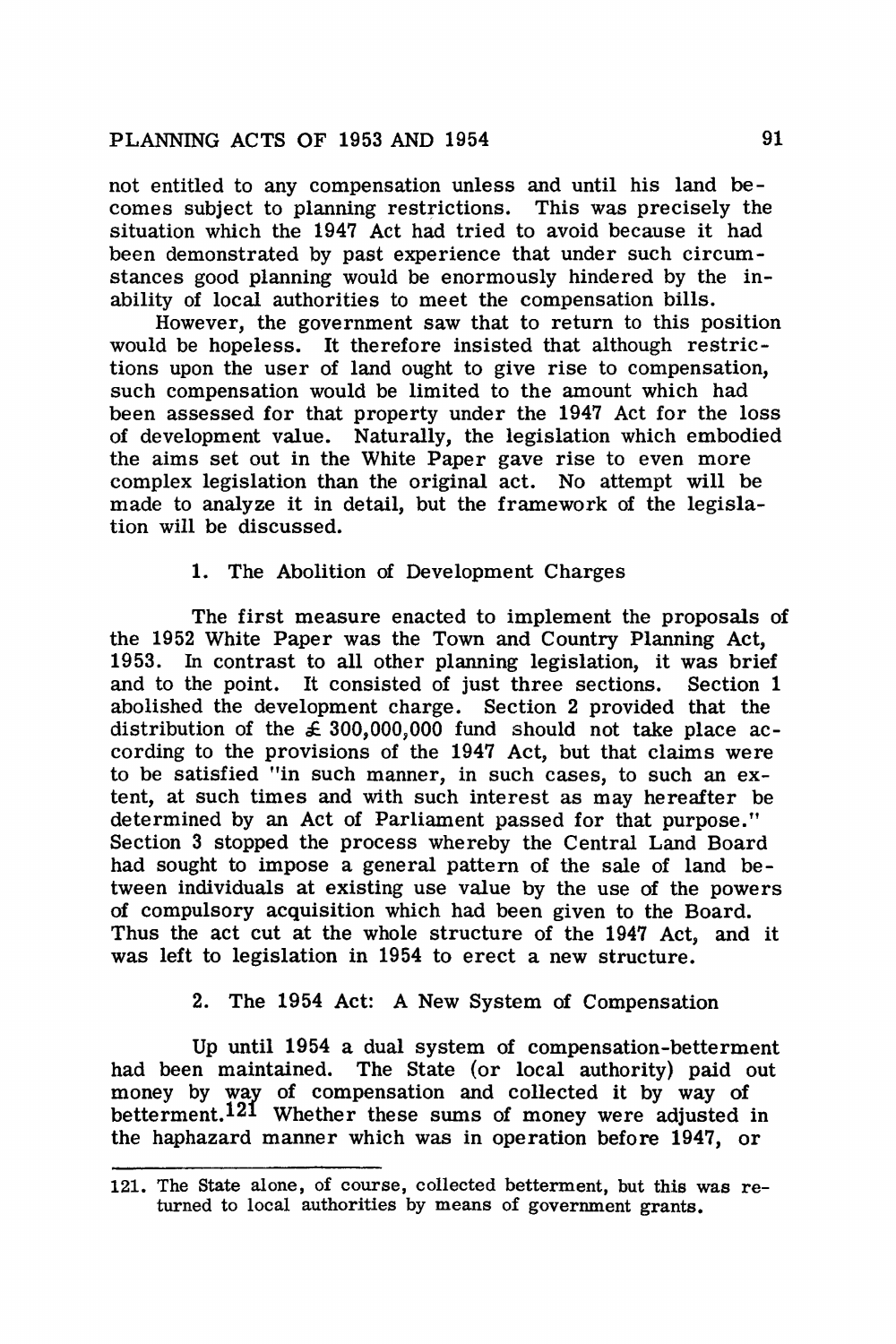not entitled to any compensation unless and until his land becomes subject to planning restrictions. This was precisely the situation which the 1947 Act had tried to avoid because it had been demonstrated by past experience that under such circumstances good planning would be enormously hindered by the inability of local authorities to meet the compensation bills.

However, the government saw that to return to this position would be hopeless. It therefore insisted that although restrictions upon the user of land ought to give rise to compensation, such compensation would be limited to the amount which had been assessed for that property under the 1947 Act for the loss of development value. Naturally, the legislation which embodied the aims set out in the White Paper gave rise to even more complex legislation than the original act. No attempt will be made to analyze it in detail, but the framework of the legislation will be discussed.

### 1. The Abolition of Development Charges

The first measure enacted to implement the proposals of the 1952 White Paper was the Town and Country Planning Act, 1953. In contrast to all other planning legislation, it was brief and to the point. It consisted of just three sections. Section 1 abolished the development charge. Section 2 provided that the distribution of the £ 300,000,000 fund should not take place according to the provisions of the 1947 Act, but that claims were to be satisfied "in such manner, in such cases, to such an extent, at such times and with such interest as may hereafter be determined by an Act of Parliament passed for that purpose." Section 3 stopped the process whereby the Central Land Board had sought to impose a general pattern of the sale of land between individuals at existing use value by the use of the powers of compulsory acquisition which had been given to the Board. Thus the act cut at the whole structure of the 1947 Act, and it was left to legislation in 1954 to erect a new structure.

### 2. The 1954 Act: A New System of Compensation

Up until 1954 a dual system of compensation-betterment had been maintained. The State (or local authority) paid out money by way of compensation and collected it by way of betterment.[121] Whether these sums of money were adjusted in the haphazard manner which was in operation before 1947, or

---

121. The State alone, of course, collected betterment, but this was returned to local authorities by means of government grants.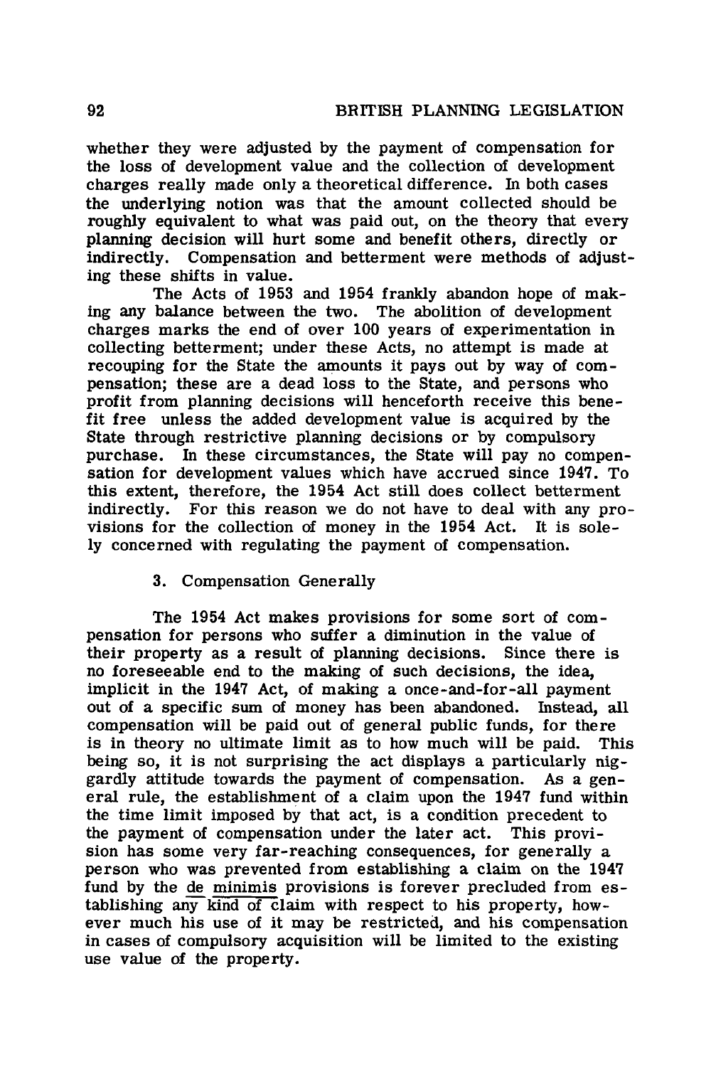whether they were adjusted by the payment of compensation for the loss of development value and the collection of development charges really made only a theoretical difference. In both cases the underlying notion was that the amount collected should be roughly equivalent to what was paid out, on the theory that every planning decision will hurt some and benefit others, directly or indirectly. Compensation and betterment were methods of adjusting these shifts in value.

The Acts of 1953 and 1954 frankly abandon hope of making any balance between the two. The abolition of development charges marks the end of over 100 years of experimentation in collecting betterment; under these Acts, no attempt is made at recouping for the State the amounts it pays out by way of compensation; these are a dead loss to the State, and persons who profit from planning decisions will henceforth receive this benefit free unless the added development value is acquired by the State through restrictive planning decisions or by compulsory purchase. In these circumstances, the State will pay no compensation for development values which have accrued since 1947. To this extent, therefore, the 1954 Act still does collect betterment indirectly. For this reason we do not have to deal with any provisions for the collection of money in the 1954 Act. It is solely concerned with regulating the payment of compensation.

### 3. Compensation Generally

The 1954 Act makes provisions for some sort of compensation for persons who suffer a diminution in the value of their property as a result of planning decisions. Since there is no foreseeable end to the making of such decisions, the idea, implicit in the 1947 Act, of making a once-and-for-all payment out of a specific sum of money has been abandoned. Instead, all compensation will be paid out of general public funds, for there is in theory no ultimate limit as to how much will be paid. This being so, it is not surprising the act displays a particularly niggardly attitude towards the payment of compensation. As a general rule, the establishment of a claim upon the 1947 fund within the time limit imposed by that act, is a condition precedent to the payment of compensation under the later act. This provision has some very far-reaching consequences, for generally a person who was prevented from establishing a claim on the 1947 fund by the *de minimis* provisions is forever precluded from establishing *any kind of* claim with respect to his property, however much his use of it may be restricted, and his compensation in cases of compulsory acquisition will be limited to the existing use value of the property.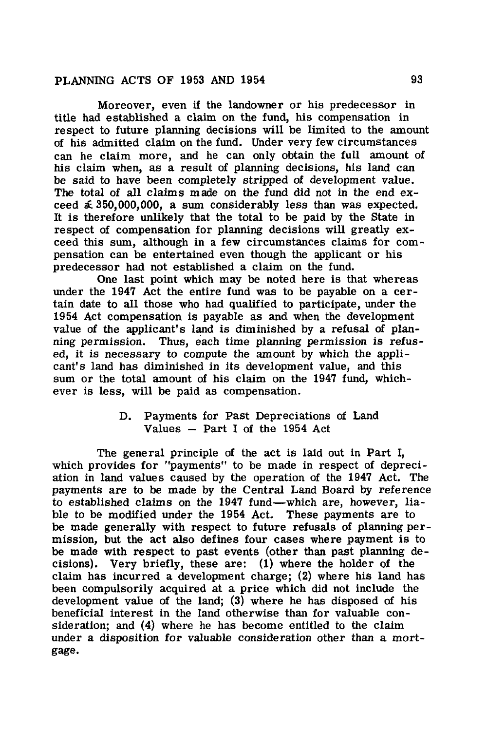Moreover, even if the landowner or his predecessor in title had established a claim on the fund, his compensation in respect to future planning decisions will be limited to the amount of his admitted claim on the fund. Under very few circumstances can he claim more, and he can only obtain the full amount of his claim when, as a result of planning decisions, his land can be said to have been completely stripped of development value. The total of all claims made on the fund did not in the end exceed £350,000,000, a sum considerably less than was expected. It is therefore unlikely that the total to be paid by the State in respect of compensation for planning decisions will greatly exceed this sum, although in a few circumstances claims for compensation can be entertained even though the applicant or his predecessor had not established a claim on the fund.

One last point which may be noted here is that whereas under the 1947 Act the entire fund was to be payable on a certain date to all those who had qualified to participate, under the 1954 Act compensation is payable as and when the development value of the applicant's land is diminished by a refusal of planning permission. Thus, each time planning permission is refused, it is necessary to compute the amount by which the applicant's land has diminished in its development value, and this sum or the total amount of his claim on the 1947 fund, whichever is less, will be paid as compensation.

### D. Payments for Past Depreciations of Land Values — Part I of the 1954 Act

The general principle of the act is laid out in Part I, which provides for "payments" to be made in respect of depreciation in land values caused by the operation of the 1947 Act. The payments are to be made by the Central Land Board by reference to established claims on the 1947 fund—which are, however, liable to be modified under the 1954 Act. These payments are to be made generally with respect to future refusals of planning permission, but the act also defines four cases where payment is to be made with respect to past events (other than past planning decisions). Very briefly, these are: (1) where the holder of the claim has incurred a development charge; (2) where his land has been compulsorily acquired at a price which did not include the development value of the land; (3) where he has disposed of his beneficial interest in the land otherwise than for valuable consideration; and (4) where he has become entitled to the claim under a disposition for valuable consideration other than a mortgage.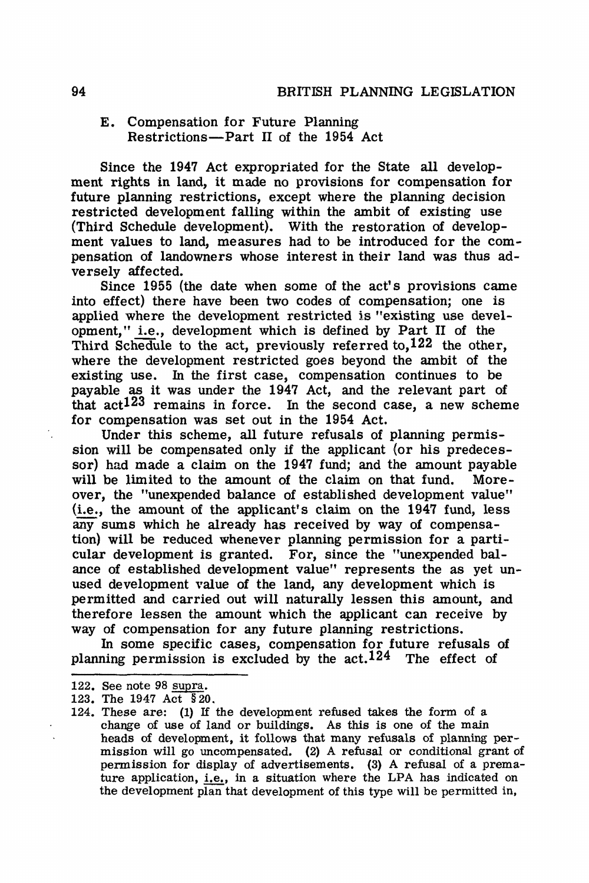## E. Compensation for Future Planning Restrictions—Part II of the 1954 Act

Since the 1947 Act expropriated for the State all development rights in land, it made no provisions for compensation for future planning restrictions, except where the planning decision restricted development falling within the ambit of existing use (Third Schedule development). With the restoration of development values to land, measures had to be introduced for the compensation of landowners whose interest in their land was thus adversely affected.

Since 1955 (the date when some of the act's provisions came into effect) there have been two codes of compensation; one is applied where the development restricted is "existing use development," i.e., development which is defined by Part II of the Third Schedule to the act, previously referred to,[122] the other, where the development restricted goes beyond the ambit of the existing use. In the first case, compensation continues to be payable as it was under the 1947 Act, and the relevant part of that act[123] remains in force. In the second case, a new scheme for compensation was set out in the 1954 Act.

Under this scheme, all future refusals of planning permission will be compensated only if the applicant (or his predecessor) had made a claim on the 1947 fund; and the amount payable will be limited to the amount of the claim on that fund. Moreover, the "unexpended balance of established development value" (i.e., the amount of the applicant's claim on the 1947 fund, less any sums which he already has received by way of compensation) will be reduced whenever planning permission for a particular development is granted. For, since the "unexpended balance of established development value" represents the as yet unused development value of the land, any development which is permitted and carried out will naturally lessen this amount, and therefore lessen the amount which the applicant can receive by way of compensation for any future planning restrictions.

In some specific cases, compensation for future refusals of planning permission is excluded by the act.[124] The effect of

---

122. See note 98 supra.

123. The 1947 Act § 20.

124. These are: (1) If the development refused takes the form of a change of use of land or buildings. As this is one of the main heads of development, it follows that many refusals of planning permission will go uncompensated. (2) A refusal or conditional grant of permission for display of advertisements. (3) A refusal of a premature application, i.e., in a situation where the LPA has indicated on the development plan that development of this type will be permitted in,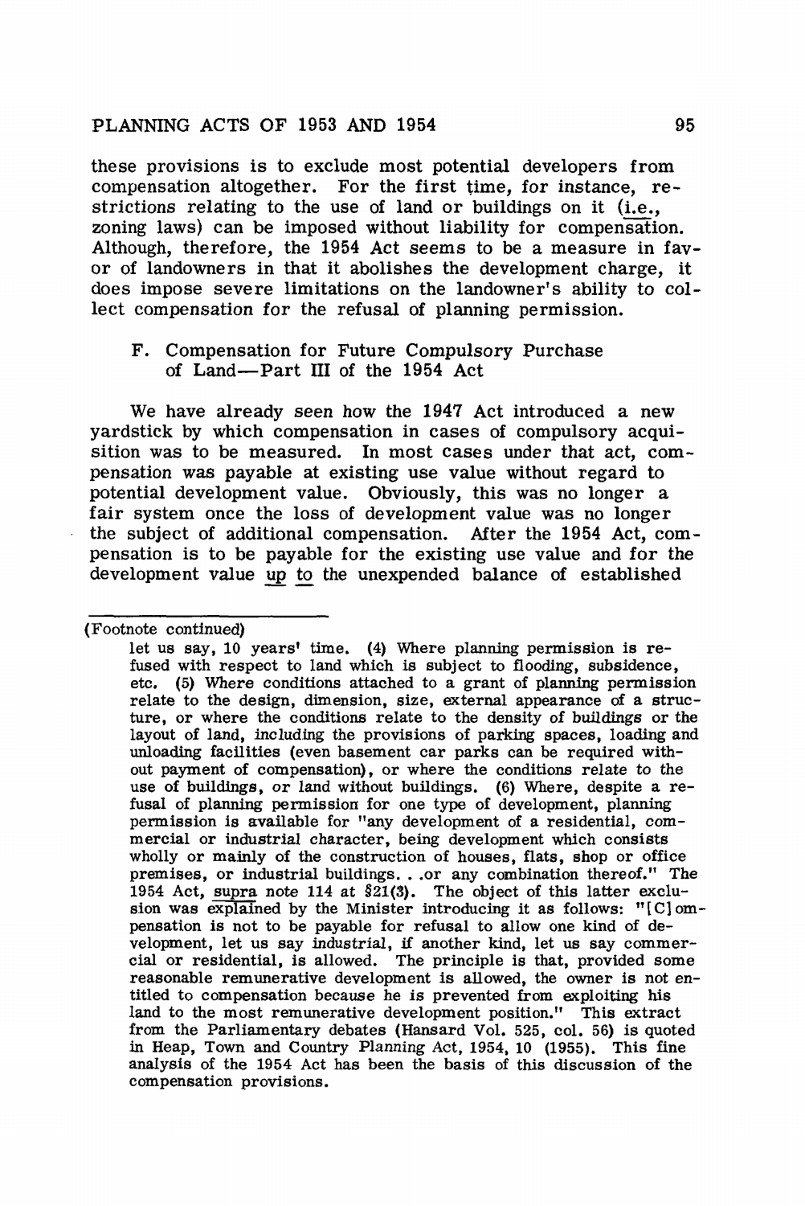these provisions is to exclude most potential developers from compensation altogether. For the first time, for instance, restrictions relating to the use of land or buildings on it (i.e., zoning laws) can be imposed without liability for compensation. Although, therefore, the 1954 Act seems to be a measure in favor of landowners in that it abolishes the development charge, it does impose severe limitations on the landowner's ability to collect compensation for the refusal of planning permission.

### F. Compensation for Future Compulsory Purchase of Land—Part III of the 1954 Act

We have already seen how the 1947 Act introduced a new yardstick by which compensation in cases of compulsory acquisition was to be measured. In most cases under that act, compensation was payable at existing use value without regard to potential development value. Obviously, this was no longer a fair system once the loss of development value was no longer the subject of additional compensation. After the 1954 Act, compensation is to be payable for the existing use value and for the development value up to the unexpended balance of established

---

(Footnote continued)

let us say, 10 years' time. (4) Where planning permission is refused with respect to land which is subject to flooding, subsidence, etc. (5) Where conditions attached to a grant of planning permission relate to the design, dimension, size, external appearance of a structure, or where the conditions relate to the density of buildings or the layout of land, including the provisions of parking spaces, loading and unloading facilities (even basement car parks can be required without payment of compensation), or where the conditions relate to the use of buildings, or land without buildings. (6) Where, despite a refusal of planning permission for one type of development, planning permission is available for "any development of a residential, commercial or industrial character, being development which consists wholly or mainly of the construction of houses, flats, shop or office premises, or industrial buildings. . .or any combination thereof." The 1954 Act, supra note 114 at §21(3). The object of this latter exclusion was explained by the Minister introducing it as follows: "[C]ompensation is not to be payable for refusal to allow one kind of development, let us say industrial, if another kind, let us say commercial or residential, is allowed. The principle is that, provided some reasonable remunerative development is allowed, the owner is not entitled to compensation because he is prevented from exploiting his land to the most remunerative development position." This extract from the Parliamentary debates (Hansard Vol. 525, col. 56) is quoted in Heap, Town and Country Planning Act, 1954, 10 (1955). This fine analysis of the 1954 Act has been the basis of this discussion of the compensation provisions.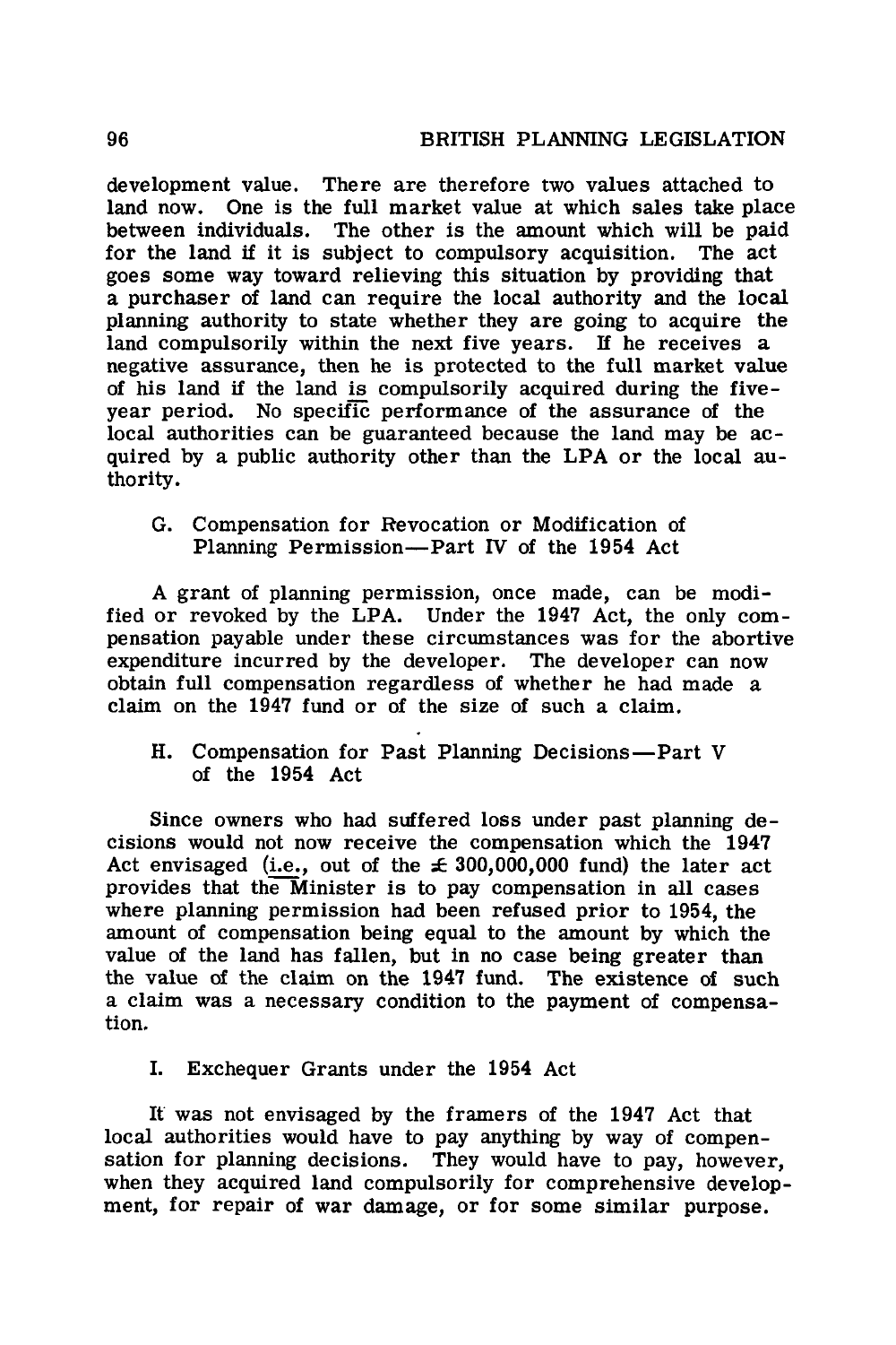development value. There are therefore two values attached to land now. One is the full market value at which sales take place between individuals. The other is the amount which will be paid for the land if it is subject to compulsory acquisition. The act goes some way toward relieving this situation by providing that a purchaser of land can require the local authority and the local planning authority to state whether they are going to acquire the land compulsorily within the next five years. If he receives a negative assurance, then he is protected to the full market value of his land if the land is compulsorily acquired during the five-year period. No specific performance of the assurance of the local authorities can be guaranteed because the land may be acquired by a public authority other than the LPA or the local authority.

### G. Compensation for Revocation or Modification of Planning Permission—Part IV of the 1954 Act

A grant of planning permission, once made, can be modified or revoked by the LPA. Under the 1947 Act, the only compensation payable under these circumstances was for the abortive expenditure incurred by the developer. The developer can now obtain full compensation regardless of whether he had made a claim on the 1947 fund or of the size of such a claim.

### H. Compensation for Past Planning Decisions—Part V of the 1954 Act

Since owners who had suffered loss under past planning decisions would not now receive the compensation which the 1947 Act envisaged (i.e., out of the £ 300,000,000 fund) the later act provides that the Minister is to pay compensation in all cases where planning permission had been refused prior to 1954, the amount of compensation being equal to the amount by which the value of the land has fallen, but in no case being greater than the value of the claim on the 1947 fund. The existence of such a claim was a necessary condition to the payment of compensation.

### I. Exchequer Grants under the 1954 Act

It was not envisaged by the framers of the 1947 Act that local authorities would have to pay anything by way of compensation for planning decisions. They would have to pay, however, when they acquired land compulsorily for comprehensive development, for repair of war damage, or for some similar purpose.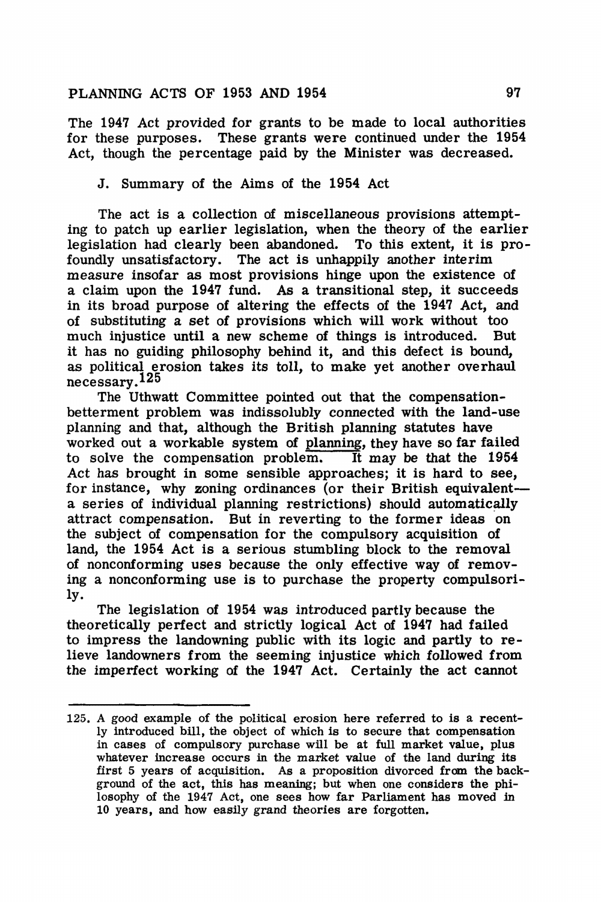The 1947 Act provided for grants to be made to local authorities for these purposes. These grants were continued under the 1954 Act, though the percentage paid by the Minister was decreased.

### J. Summary of the Aims of the 1954 Act

The act is a collection of miscellaneous provisions attempting to patch up earlier legislation, when the theory of the earlier legislation had clearly been abandoned. To this extent, it is profoundly unsatisfactory. The act is unhappily another interim measure insofar as most provisions hinge upon the existence of a claim upon the 1947 fund. As a transitional step, it succeeds in its broad purpose of altering the effects of the 1947 Act, and of substituting a set of provisions which will work without too much injustice until a new scheme of things is introduced. But it has no guiding philosophy behind it, and this defect is bound, as political erosion takes its toll, to make yet another overhaul necessary.[125]

The Uthwatt Committee pointed out that the compensation-betterment problem was indissolubly connected with the land-use planning and that, although the British planning statutes have worked out a workable system of planning, they have so far failed to solve the compensation problem. It may be that the 1954 Act has brought in some sensible approaches; it is hard to see, for instance, why zoning ordinances (or their British equivalent—a series of individual planning restrictions) should automatically attract compensation. But in reverting to the former ideas on the subject of compensation for the compulsory acquisition of land, the 1954 Act is a serious stumbling block to the removal of nonconforming uses because the only effective way of removing a nonconforming use is to purchase the property compulsorily.

The legislation of 1954 was introduced partly because the theoretically perfect and strictly logical Act of 1947 had failed to impress the landowning public with its logic and partly to relieve landowners from the seeming injustice which followed from the imperfect working of the 1947 Act. Certainly the act cannot

---

125. A good example of the political erosion here referred to is a recently introduced bill, the object of which is to secure that compensation in cases of compulsory purchase will be at full market value, plus whatever increase occurs in the market value of the land during its first 5 years of acquisition. As a proposition divorced from the background of the act, this has meaning; but when one considers the philosophy of the 1947 Act, one sees how far Parliament has moved in 10 years, and how easily grand theories are forgotten.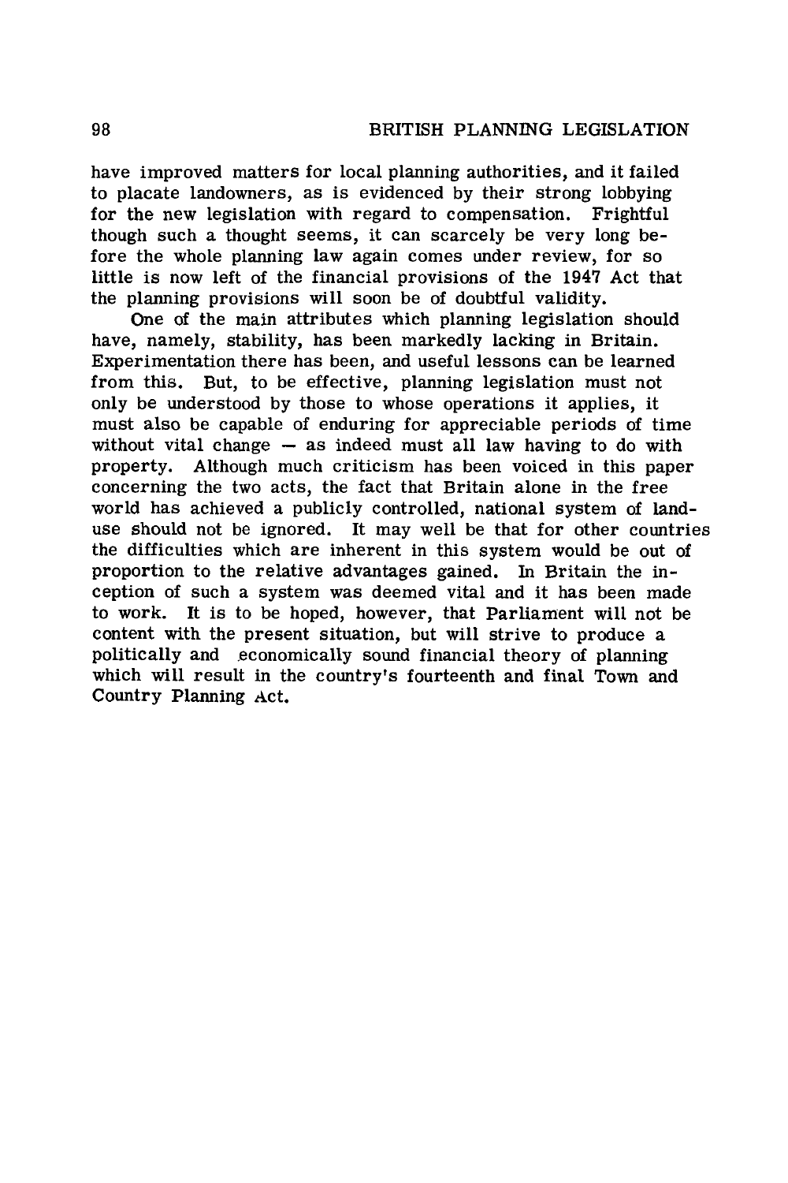have improved matters for local planning authorities, and it failed to placate landowners, as is evidenced by their strong lobbying for the new legislation with regard to compensation. Frightful though such a thought seems, it can scarcely be very long before the whole planning law again comes under review, for so little is now left of the financial provisions of the 1947 Act that the planning provisions will soon be of doubtful validity.

One of the main attributes which planning legislation should have, namely, stability, has been markedly lacking in Britain. Experimentation there has been, and useful lessons can be learned from this. But, to be effective, planning legislation must not only be understood by those to whose operations it applies, it must also be capable of enduring for appreciable periods of time without vital change — as indeed must all law having to do with property. Although much criticism has been voiced in this paper concerning the two acts, the fact that Britain alone in the free world has achieved a publicly controlled, national system of land-use should not be ignored. It may well be that for other countries the difficulties which are inherent in this system would be out of proportion to the relative advantages gained. In Britain the inception of such a system was deemed vital and it has been made to work. It is to be hoped, however, that Parliament will not be content with the present situation, but will strive to produce a politically and economically sound financial theory of planning which will result in the country's fourteenth and final Town and Country Planning Act.